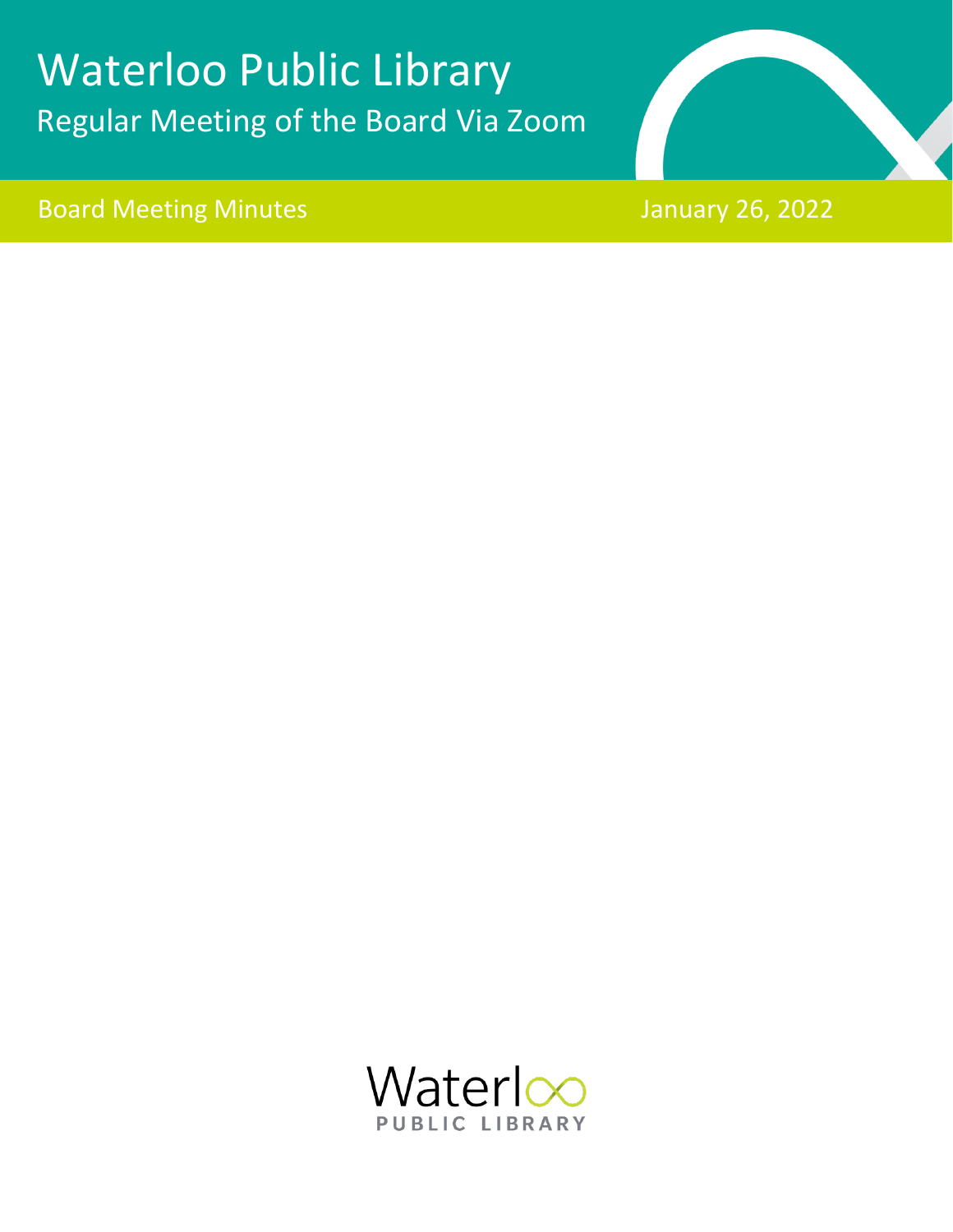# Waterloo Public Library

## Regular Meeting of the Board Via Zoom

Board Meeting Minutes

January 26, 2022

Waterloo
PUBLIC LIBRARY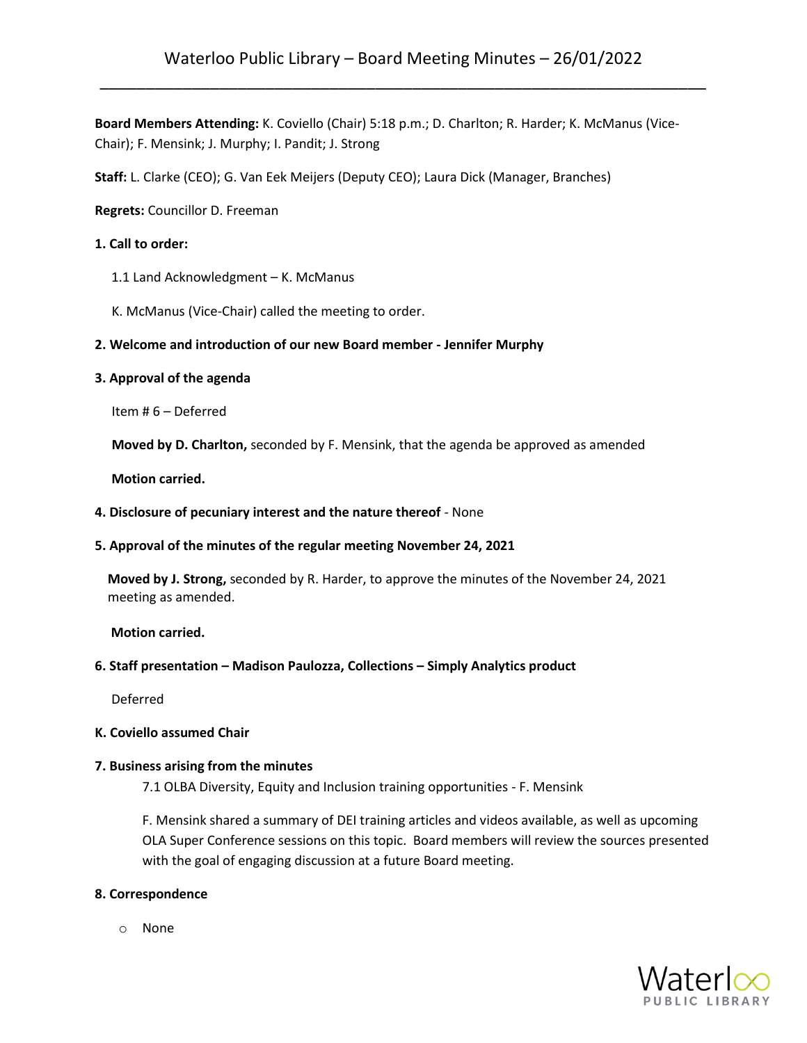**Board Members Attending:** K. Coviello (Chair) 5:18 p.m.; D. Charlton; R. Harder; K. McManus (Vice-Chair); F. Mensink; J. Murphy; I. Pandit; J. Strong

**Staff:** L. Clarke (CEO); G. Van Eek Meijers (Deputy CEO); Laura Dick (Manager, Branches)

**Regrets:** Councillor D. Freeman

**1. Call to order:**

1.1 Land Acknowledgment – K. McManus

K. McManus (Vice-Chair) called the meeting to order.

**2. Welcome and introduction of our new Board member - Jennifer Murphy**

**3. Approval of the agenda**

Item # 6 – Deferred

**Moved by D. Charlton,** seconded by F. Mensink, that the agenda be approved as amended

**Motion carried.**

**4. Disclosure of pecuniary interest and the nature thereof** - None

**5. Approval of the minutes of the regular meeting November 24, 2021**

**Moved by J. Strong,** seconded by R. Harder, to approve the minutes of the November 24, 2021 meeting as amended.

**Motion carried.**

**6. Staff presentation – Madison Paulozza, Collections – Simply Analytics product**

Deferred

**K. Coviello assumed Chair**

**7. Business arising from the minutes**

7.1 OLBA Diversity, Equity and Inclusion training opportunities - F. Mensink

F. Mensink shared a summary of DEI training articles and videos available, as well as upcoming OLA Super Conference sessions on this topic. Board members will review the sources presented with the goal of engaging discussion at a future Board meeting.

**8. Correspondence**

- None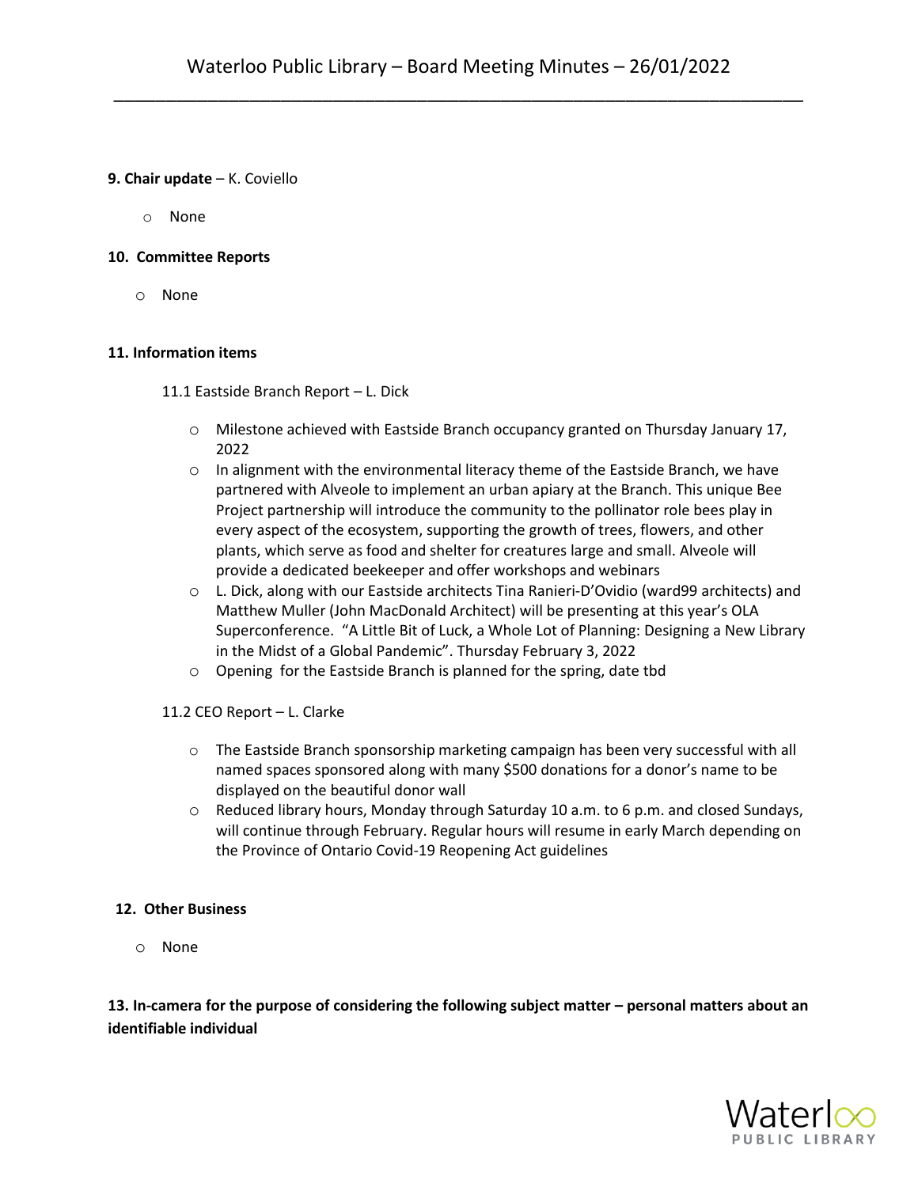**9. Chair update** – K. Coviello

- None

**10. Committee Reports**

- None

**11. Information items**

11.1 Eastside Branch Report – L. Dick

- Milestone achieved with Eastside Branch occupancy granted on Thursday January 17, 2022
- In alignment with the environmental literacy theme of the Eastside Branch, we have partnered with Alveole to implement an urban apiary at the Branch. This unique Bee Project partnership will introduce the community to the pollinator role bees play in every aspect of the ecosystem, supporting the growth of trees, flowers, and other plants, which serve as food and shelter for creatures large and small. Alveole will provide a dedicated beekeeper and offer workshops and webinars
- L. Dick, along with our Eastside architects Tina Ranieri-D'Ovidio (ward99 architects) and Matthew Muller (John MacDonald Architect) will be presenting at this year's OLA Superconference. "A Little Bit of Luck, a Whole Lot of Planning: Designing a New Library in the Midst of a Global Pandemic". Thursday February 3, 2022
- Opening for the Eastside Branch is planned for the spring, date tbd

11.2 CEO Report – L. Clarke

- The Eastside Branch sponsorship marketing campaign has been very successful with all named spaces sponsored along with many $500 donations for a donor's name to be displayed on the beautiful donor wall
- Reduced library hours, Monday through Saturday 10 a.m. to 6 p.m. and closed Sundays, will continue through February. Regular hours will resume in early March depending on the Province of Ontario Covid-19 Reopening Act guidelines

**12. Other Business**

- None

**13. In-camera for the purpose of considering the following subject matter – personal matters about an identifiable individual**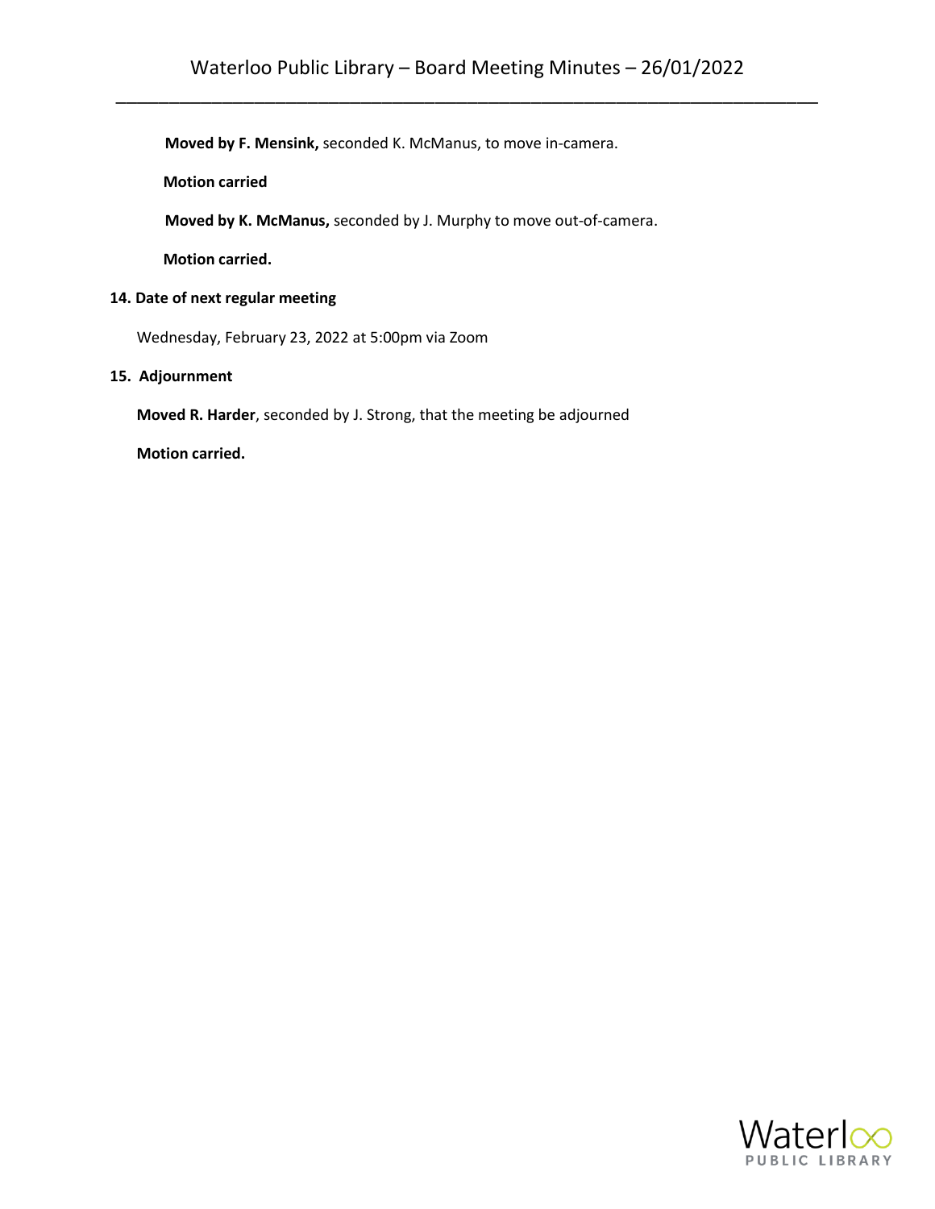**Moved by F. Mensink,** seconded K. McManus, to move in-camera.

**Motion carried**

**Moved by K. McManus,** seconded by J. Murphy to move out-of-camera.

**Motion carried.**

**14. Date of next regular meeting**

Wednesday, February 23, 2022 at 5:00pm via Zoom

**15. Adjournment**

**Moved R. Harder**, seconded by J. Strong, that the meeting be adjourned

**Motion carried.**